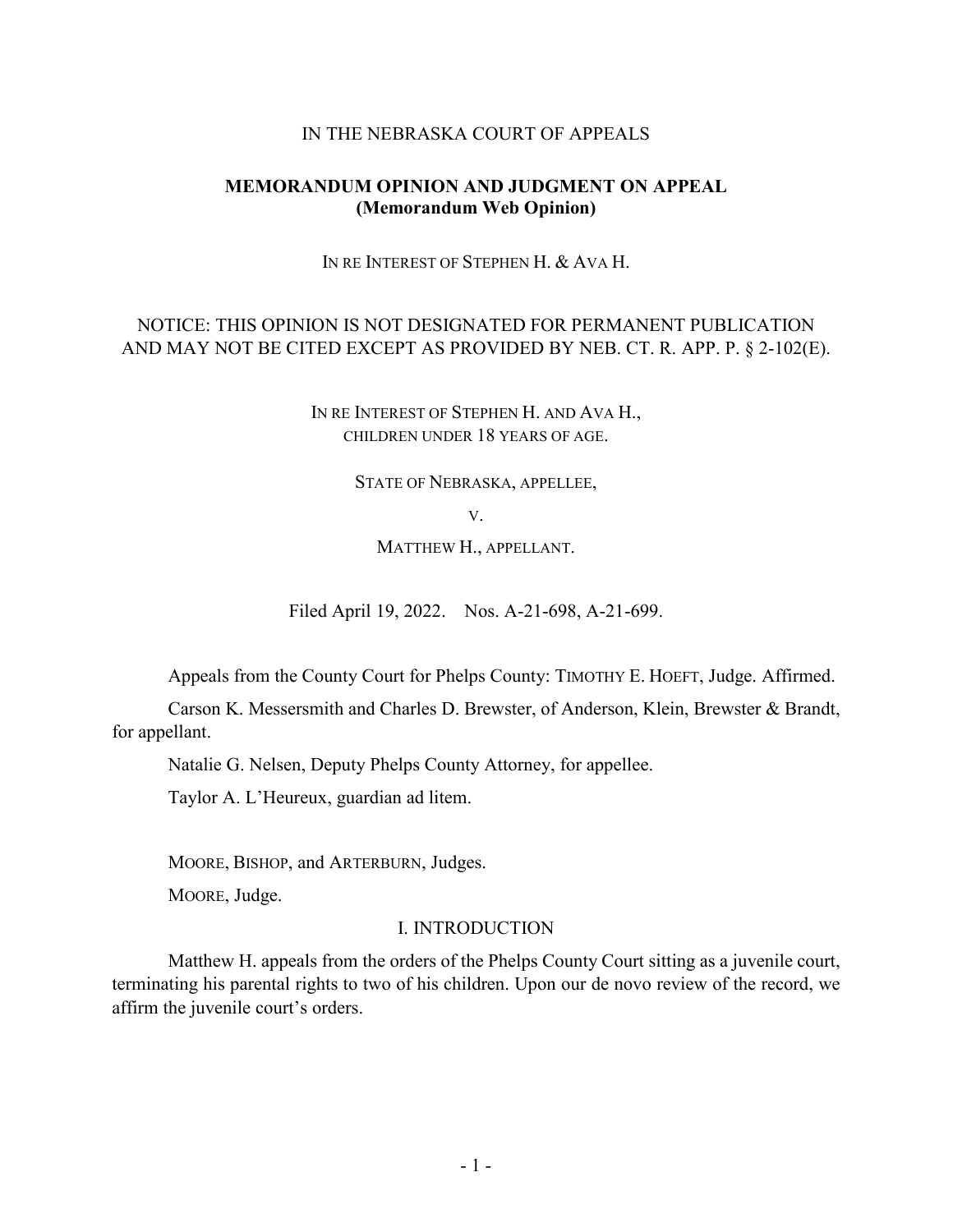IN THE NEBRASKA COURT OF APPEALS

**MEMORANDUM OPINION AND JUDGMENT ON APPEAL**
**(Memorandum Web Opinion)**

IN RE INTEREST OF STEPHEN H. & AVA H.

NOTICE: THIS OPINION IS NOT DESIGNATED FOR PERMANENT PUBLICATION AND MAY NOT BE CITED EXCEPT AS PROVIDED BY NEB. CT. R. APP. P. § 2-102(E).

IN RE INTEREST OF STEPHEN H. AND AVA H., CHILDREN UNDER 18 YEARS OF AGE.

STATE OF NEBRASKA, APPELLEE,

V.

MATTHEW H., APPELLANT.

Filed April 19, 2022. Nos. A-21-698, A-21-699.

Appeals from the County Court for Phelps County: TIMOTHY E. HOEFT, Judge. Affirmed.

Carson K. Messersmith and Charles D. Brewster, of Anderson, Klein, Brewster & Brandt, for appellant.

Natalie G. Nelsen, Deputy Phelps County Attorney, for appellee.

Taylor A. L'Heureux, guardian ad litem.

MOORE, BISHOP, and ARTERBURN, Judges.

MOORE, Judge.

## I. INTRODUCTION

Matthew H. appeals from the orders of the Phelps County Court sitting as a juvenile court, terminating his parental rights to two of his children. Upon our de novo review of the record, we affirm the juvenile court's orders.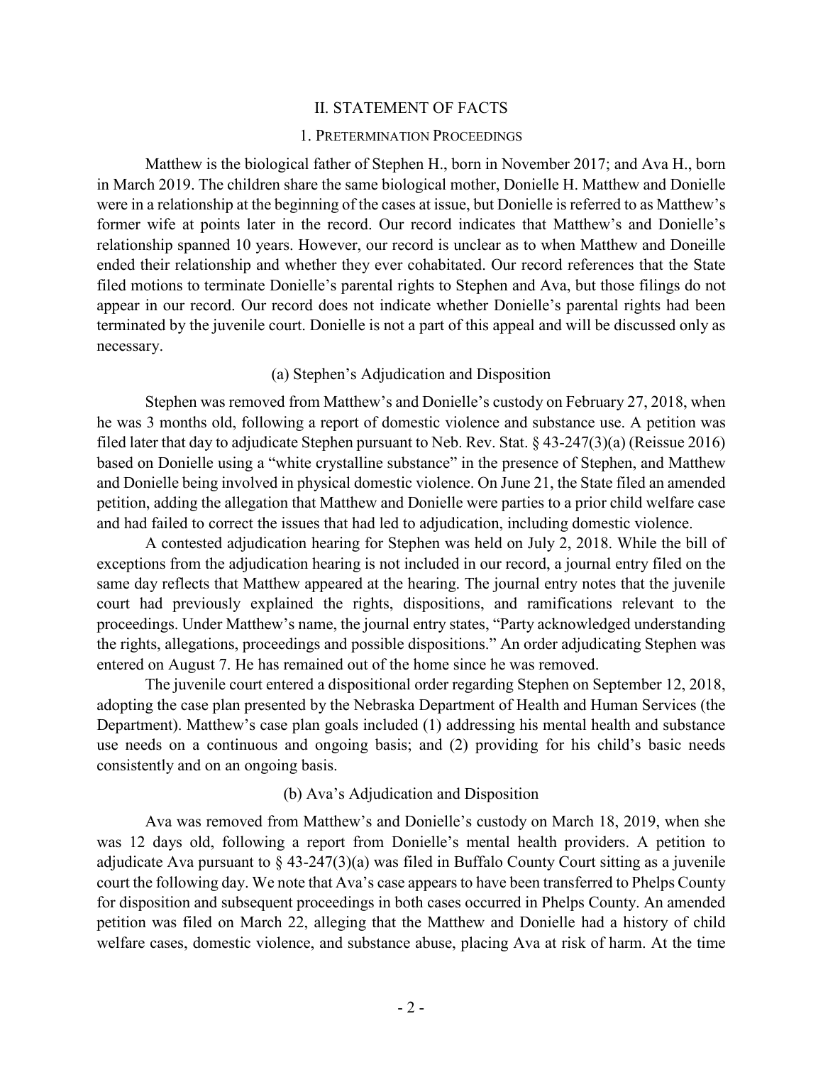## II. STATEMENT OF FACTS

### 1. Pretermination Proceedings

Matthew is the biological father of Stephen H., born in November 2017; and Ava H., born in March 2019. The children share the same biological mother, Donielle H. Matthew and Donielle were in a relationship at the beginning of the cases at issue, but Donielle is referred to as Matthew's former wife at points later in the record. Our record indicates that Matthew's and Donielle's relationship spanned 10 years. However, our record is unclear as to when Matthew and Doneille ended their relationship and whether they ever cohabitated. Our record references that the State filed motions to terminate Donielle's parental rights to Stephen and Ava, but those filings do not appear in our record. Our record does not indicate whether Donielle's parental rights had been terminated by the juvenile court. Donielle is not a part of this appeal and will be discussed only as necessary.

#### (a) Stephen's Adjudication and Disposition

Stephen was removed from Matthew's and Donielle's custody on February 27, 2018, when he was 3 months old, following a report of domestic violence and substance use. A petition was filed later that day to adjudicate Stephen pursuant to Neb. Rev. Stat. § 43-247(3)(a) (Reissue 2016) based on Donielle using a "white crystalline substance" in the presence of Stephen, and Matthew and Donielle being involved in physical domestic violence. On June 21, the State filed an amended petition, adding the allegation that Matthew and Donielle were parties to a prior child welfare case and had failed to correct the issues that had led to adjudication, including domestic violence.

A contested adjudication hearing for Stephen was held on July 2, 2018. While the bill of exceptions from the adjudication hearing is not included in our record, a journal entry filed on the same day reflects that Matthew appeared at the hearing. The journal entry notes that the juvenile court had previously explained the rights, dispositions, and ramifications relevant to the proceedings. Under Matthew's name, the journal entry states, "Party acknowledged understanding the rights, allegations, proceedings and possible dispositions." An order adjudicating Stephen was entered on August 7. He has remained out of the home since he was removed.

The juvenile court entered a dispositional order regarding Stephen on September 12, 2018, adopting the case plan presented by the Nebraska Department of Health and Human Services (the Department). Matthew's case plan goals included (1) addressing his mental health and substance use needs on a continuous and ongoing basis; and (2) providing for his child's basic needs consistently and on an ongoing basis.

#### (b) Ava's Adjudication and Disposition

Ava was removed from Matthew's and Donielle's custody on March 18, 2019, when she was 12 days old, following a report from Donielle's mental health providers. A petition to adjudicate Ava pursuant to § 43-247(3)(a) was filed in Buffalo County Court sitting as a juvenile court the following day. We note that Ava's case appears to have been transferred to Phelps County for disposition and subsequent proceedings in both cases occurred in Phelps County. An amended petition was filed on March 22, alleging that the Matthew and Donielle had a history of child welfare cases, domestic violence, and substance abuse, placing Ava at risk of harm. At the time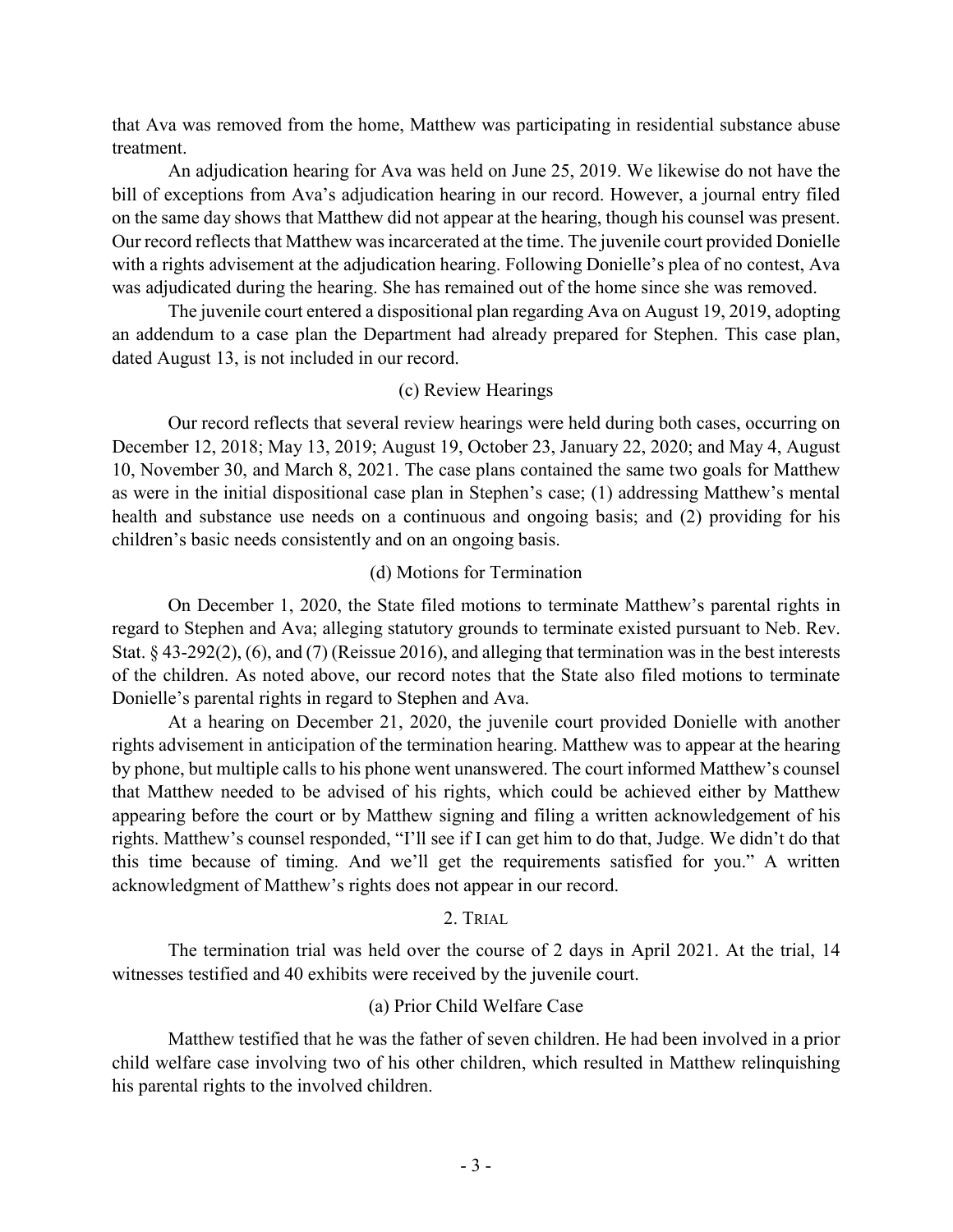that Ava was removed from the home, Matthew was participating in residential substance abuse treatment.

An adjudication hearing for Ava was held on June 25, 2019. We likewise do not have the bill of exceptions from Ava's adjudication hearing in our record. However, a journal entry filed on the same day shows that Matthew did not appear at the hearing, though his counsel was present. Our record reflects that Matthew was incarcerated at the time. The juvenile court provided Donielle with a rights advisement at the adjudication hearing. Following Donielle's plea of no contest, Ava was adjudicated during the hearing. She has remained out of the home since she was removed.

The juvenile court entered a dispositional plan regarding Ava on August 19, 2019, adopting an addendum to a case plan the Department had already prepared for Stephen. This case plan, dated August 13, is not included in our record.

### (c) Review Hearings

Our record reflects that several review hearings were held during both cases, occurring on December 12, 2018; May 13, 2019; August 19, October 23, January 22, 2020; and May 4, August 10, November 30, and March 8, 2021. The case plans contained the same two goals for Matthew as were in the initial dispositional case plan in Stephen's case; (1) addressing Matthew's mental health and substance use needs on a continuous and ongoing basis; and (2) providing for his children's basic needs consistently and on an ongoing basis.

### (d) Motions for Termination

On December 1, 2020, the State filed motions to terminate Matthew's parental rights in regard to Stephen and Ava; alleging statutory grounds to terminate existed pursuant to Neb. Rev. Stat. § 43-292(2), (6), and (7) (Reissue 2016), and alleging that termination was in the best interests of the children. As noted above, our record notes that the State also filed motions to terminate Donielle's parental rights in regard to Stephen and Ava.

At a hearing on December 21, 2020, the juvenile court provided Donielle with another rights advisement in anticipation of the termination hearing. Matthew was to appear at the hearing by phone, but multiple calls to his phone went unanswered. The court informed Matthew's counsel that Matthew needed to be advised of his rights, which could be achieved either by Matthew appearing before the court or by Matthew signing and filing a written acknowledgement of his rights. Matthew's counsel responded, "I'll see if I can get him to do that, Judge. We didn't do that this time because of timing. And we'll get the requirements satisfied for you." A written acknowledgment of Matthew's rights does not appear in our record.

## 2. Trial

The termination trial was held over the course of 2 days in April 2021. At the trial, 14 witnesses testified and 40 exhibits were received by the juvenile court.

### (a) Prior Child Welfare Case

Matthew testified that he was the father of seven children. He had been involved in a prior child welfare case involving two of his other children, which resulted in Matthew relinquishing his parental rights to the involved children.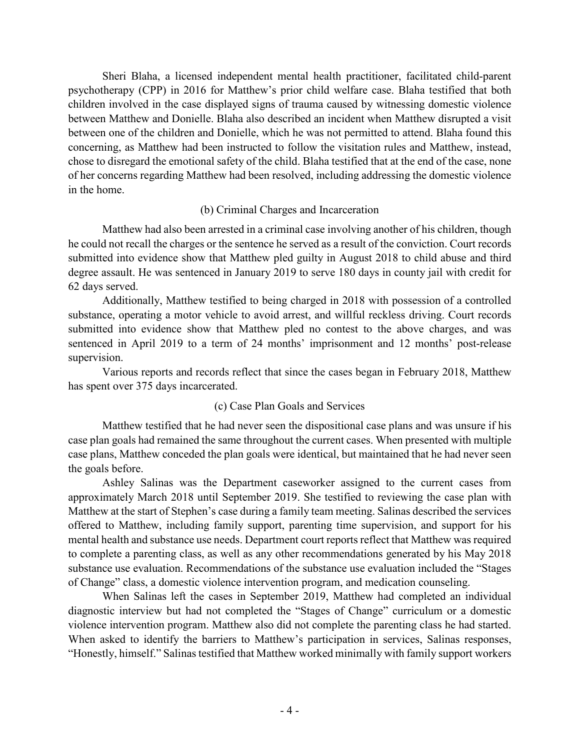Sheri Blaha, a licensed independent mental health practitioner, facilitated child-parent psychotherapy (CPP) in 2016 for Matthew's prior child welfare case. Blaha testified that both children involved in the case displayed signs of trauma caused by witnessing domestic violence between Matthew and Donielle. Blaha also described an incident when Matthew disrupted a visit between one of the children and Donielle, which he was not permitted to attend. Blaha found this concerning, as Matthew had been instructed to follow the visitation rules and Matthew, instead, chose to disregard the emotional safety of the child. Blaha testified that at the end of the case, none of her concerns regarding Matthew had been resolved, including addressing the domestic violence in the home.

### (b) Criminal Charges and Incarceration

Matthew had also been arrested in a criminal case involving another of his children, though he could not recall the charges or the sentence he served as a result of the conviction. Court records submitted into evidence show that Matthew pled guilty in August 2018 to child abuse and third degree assault. He was sentenced in January 2019 to serve 180 days in county jail with credit for 62 days served.

Additionally, Matthew testified to being charged in 2018 with possession of a controlled substance, operating a motor vehicle to avoid arrest, and willful reckless driving. Court records submitted into evidence show that Matthew pled no contest to the above charges, and was sentenced in April 2019 to a term of 24 months' imprisonment and 12 months' post-release supervision.

Various reports and records reflect that since the cases began in February 2018, Matthew has spent over 375 days incarcerated.

### (c) Case Plan Goals and Services

Matthew testified that he had never seen the dispositional case plans and was unsure if his case plan goals had remained the same throughout the current cases. When presented with multiple case plans, Matthew conceded the plan goals were identical, but maintained that he had never seen the goals before.

Ashley Salinas was the Department caseworker assigned to the current cases from approximately March 2018 until September 2019. She testified to reviewing the case plan with Matthew at the start of Stephen's case during a family team meeting. Salinas described the services offered to Matthew, including family support, parenting time supervision, and support for his mental health and substance use needs. Department court reports reflect that Matthew was required to complete a parenting class, as well as any other recommendations generated by his May 2018 substance use evaluation. Recommendations of the substance use evaluation included the "Stages of Change" class, a domestic violence intervention program, and medication counseling.

When Salinas left the cases in September 2019, Matthew had completed an individual diagnostic interview but had not completed the "Stages of Change" curriculum or a domestic violence intervention program. Matthew also did not complete the parenting class he had started. When asked to identify the barriers to Matthew's participation in services, Salinas responses, "Honestly, himself." Salinas testified that Matthew worked minimally with family support workers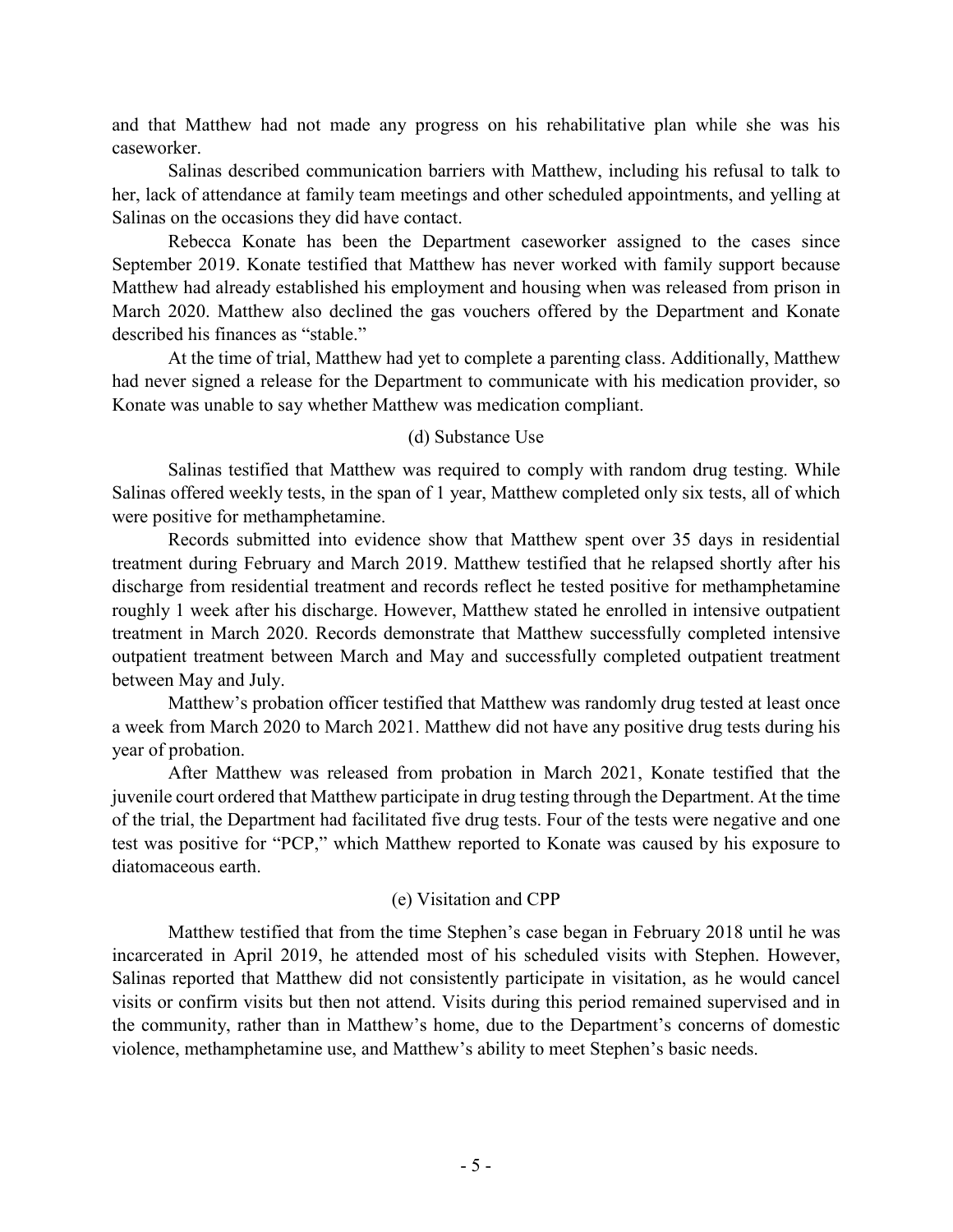and that Matthew had not made any progress on his rehabilitative plan while she was his caseworker.

Salinas described communication barriers with Matthew, including his refusal to talk to her, lack of attendance at family team meetings and other scheduled appointments, and yelling at Salinas on the occasions they did have contact.

Rebecca Konate has been the Department caseworker assigned to the cases since September 2019. Konate testified that Matthew has never worked with family support because Matthew had already established his employment and housing when was released from prison in March 2020. Matthew also declined the gas vouchers offered by the Department and Konate described his finances as "stable."

At the time of trial, Matthew had yet to complete a parenting class. Additionally, Matthew had never signed a release for the Department to communicate with his medication provider, so Konate was unable to say whether Matthew was medication compliant.

(d) Substance Use

Salinas testified that Matthew was required to comply with random drug testing. While Salinas offered weekly tests, in the span of 1 year, Matthew completed only six tests, all of which were positive for methamphetamine.

Records submitted into evidence show that Matthew spent over 35 days in residential treatment during February and March 2019. Matthew testified that he relapsed shortly after his discharge from residential treatment and records reflect he tested positive for methamphetamine roughly 1 week after his discharge. However, Matthew stated he enrolled in intensive outpatient treatment in March 2020. Records demonstrate that Matthew successfully completed intensive outpatient treatment between March and May and successfully completed outpatient treatment between May and July.

Matthew's probation officer testified that Matthew was randomly drug tested at least once a week from March 2020 to March 2021. Matthew did not have any positive drug tests during his year of probation.

After Matthew was released from probation in March 2021, Konate testified that the juvenile court ordered that Matthew participate in drug testing through the Department. At the time of the trial, the Department had facilitated five drug tests. Four of the tests were negative and one test was positive for "PCP," which Matthew reported to Konate was caused by his exposure to diatomaceous earth.

(e) Visitation and CPP

Matthew testified that from the time Stephen's case began in February 2018 until he was incarcerated in April 2019, he attended most of his scheduled visits with Stephen. However, Salinas reported that Matthew did not consistently participate in visitation, as he would cancel visits or confirm visits but then not attend. Visits during this period remained supervised and in the community, rather than in Matthew's home, due to the Department's concerns of domestic violence, methamphetamine use, and Matthew's ability to meet Stephen's basic needs.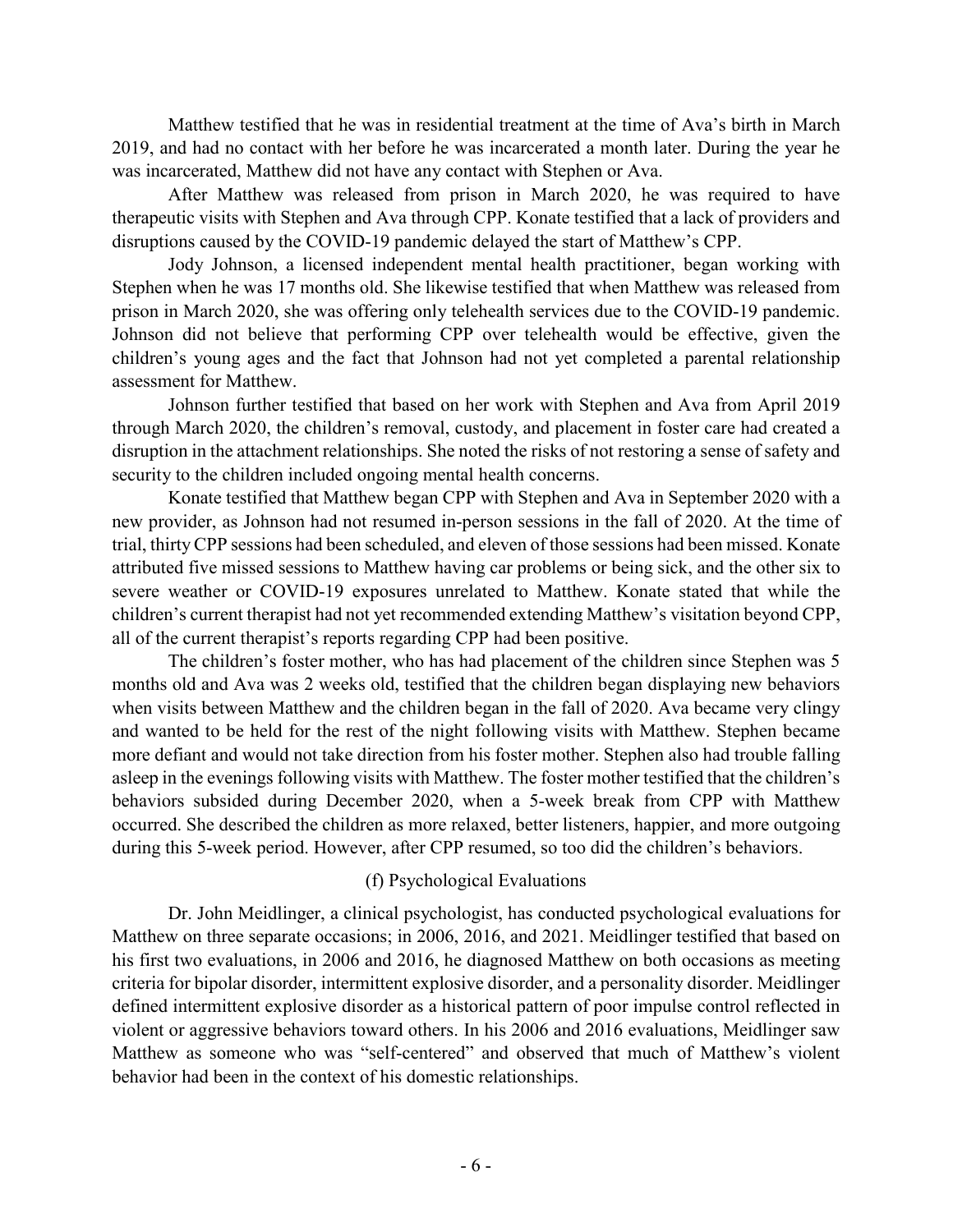Matthew testified that he was in residential treatment at the time of Ava's birth in March 2019, and had no contact with her before he was incarcerated a month later. During the year he was incarcerated, Matthew did not have any contact with Stephen or Ava.

After Matthew was released from prison in March 2020, he was required to have therapeutic visits with Stephen and Ava through CPP. Konate testified that a lack of providers and disruptions caused by the COVID-19 pandemic delayed the start of Matthew's CPP.

Jody Johnson, a licensed independent mental health practitioner, began working with Stephen when he was 17 months old. She likewise testified that when Matthew was released from prison in March 2020, she was offering only telehealth services due to the COVID-19 pandemic. Johnson did not believe that performing CPP over telehealth would be effective, given the children's young ages and the fact that Johnson had not yet completed a parental relationship assessment for Matthew.

Johnson further testified that based on her work with Stephen and Ava from April 2019 through March 2020, the children's removal, custody, and placement in foster care had created a disruption in the attachment relationships. She noted the risks of not restoring a sense of safety and security to the children included ongoing mental health concerns.

Konate testified that Matthew began CPP with Stephen and Ava in September 2020 with a new provider, as Johnson had not resumed in-person sessions in the fall of 2020. At the time of trial, thirty CPP sessions had been scheduled, and eleven of those sessions had been missed. Konate attributed five missed sessions to Matthew having car problems or being sick, and the other six to severe weather or COVID-19 exposures unrelated to Matthew. Konate stated that while the children's current therapist had not yet recommended extending Matthew's visitation beyond CPP, all of the current therapist's reports regarding CPP had been positive.

The children's foster mother, who has had placement of the children since Stephen was 5 months old and Ava was 2 weeks old, testified that the children began displaying new behaviors when visits between Matthew and the children began in the fall of 2020. Ava became very clingy and wanted to be held for the rest of the night following visits with Matthew. Stephen became more defiant and would not take direction from his foster mother. Stephen also had trouble falling asleep in the evenings following visits with Matthew. The foster mother testified that the children's behaviors subsided during December 2020, when a 5-week break from CPP with Matthew occurred. She described the children as more relaxed, better listeners, happier, and more outgoing during this 5-week period. However, after CPP resumed, so too did the children's behaviors.

### (f) Psychological Evaluations

Dr. John Meidlinger, a clinical psychologist, has conducted psychological evaluations for Matthew on three separate occasions; in 2006, 2016, and 2021. Meidlinger testified that based on his first two evaluations, in 2006 and 2016, he diagnosed Matthew on both occasions as meeting criteria for bipolar disorder, intermittent explosive disorder, and a personality disorder. Meidlinger defined intermittent explosive disorder as a historical pattern of poor impulse control reflected in violent or aggressive behaviors toward others. In his 2006 and 2016 evaluations, Meidlinger saw Matthew as someone who was "self-centered" and observed that much of Matthew's violent behavior had been in the context of his domestic relationships.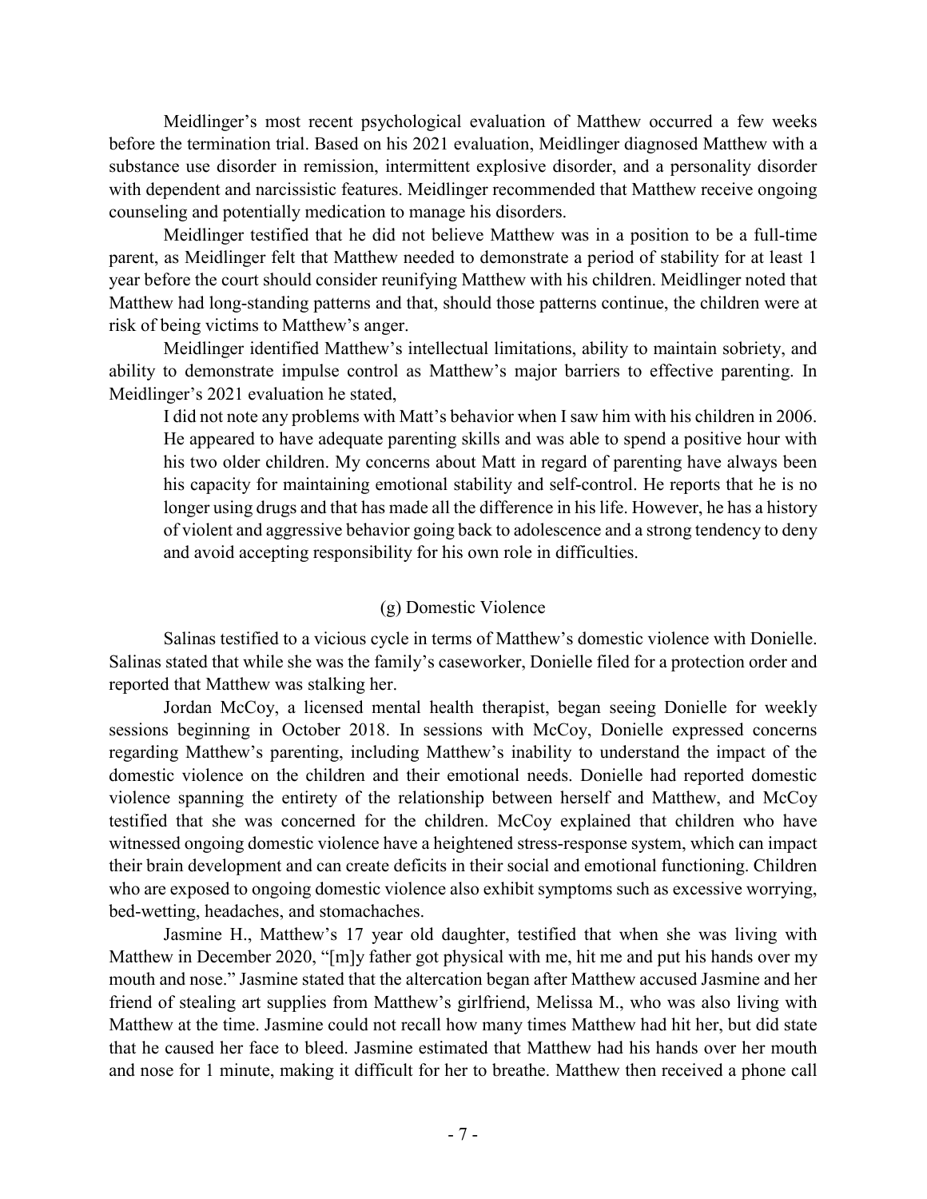Meidlinger's most recent psychological evaluation of Matthew occurred a few weeks before the termination trial. Based on his 2021 evaluation, Meidlinger diagnosed Matthew with a substance use disorder in remission, intermittent explosive disorder, and a personality disorder with dependent and narcissistic features. Meidlinger recommended that Matthew receive ongoing counseling and potentially medication to manage his disorders.

Meidlinger testified that he did not believe Matthew was in a position to be a full-time parent, as Meidlinger felt that Matthew needed to demonstrate a period of stability for at least 1 year before the court should consider reunifying Matthew with his children. Meidlinger noted that Matthew had long-standing patterns and that, should those patterns continue, the children were at risk of being victims to Matthew's anger.

Meidlinger identified Matthew's intellectual limitations, ability to maintain sobriety, and ability to demonstrate impulse control as Matthew's major barriers to effective parenting. In Meidlinger's 2021 evaluation he stated,

> I did not note any problems with Matt's behavior when I saw him with his children in 2006. He appeared to have adequate parenting skills and was able to spend a positive hour with his two older children. My concerns about Matt in regard of parenting have always been his capacity for maintaining emotional stability and self-control. He reports that he is no longer using drugs and that has made all the difference in his life. However, he has a history of violent and aggressive behavior going back to adolescence and a strong tendency to deny and avoid accepting responsibility for his own role in difficulties.

(g) Domestic Violence

Salinas testified to a vicious cycle in terms of Matthew's domestic violence with Donielle. Salinas stated that while she was the family's caseworker, Donielle filed for a protection order and reported that Matthew was stalking her.

Jordan McCoy, a licensed mental health therapist, began seeing Donielle for weekly sessions beginning in October 2018. In sessions with McCoy, Donielle expressed concerns regarding Matthew's parenting, including Matthew's inability to understand the impact of the domestic violence on the children and their emotional needs. Donielle had reported domestic violence spanning the entirety of the relationship between herself and Matthew, and McCoy testified that she was concerned for the children. McCoy explained that children who have witnessed ongoing domestic violence have a heightened stress-response system, which can impact their brain development and can create deficits in their social and emotional functioning. Children who are exposed to ongoing domestic violence also exhibit symptoms such as excessive worrying, bed-wetting, headaches, and stomachaches.

Jasmine H., Matthew's 17 year old daughter, testified that when she was living with Matthew in December 2020, "[m]y father got physical with me, hit me and put his hands over my mouth and nose." Jasmine stated that the altercation began after Matthew accused Jasmine and her friend of stealing art supplies from Matthew's girlfriend, Melissa M., who was also living with Matthew at the time. Jasmine could not recall how many times Matthew had hit her, but did state that he caused her face to bleed. Jasmine estimated that Matthew had his hands over her mouth and nose for 1 minute, making it difficult for her to breathe. Matthew then received a phone call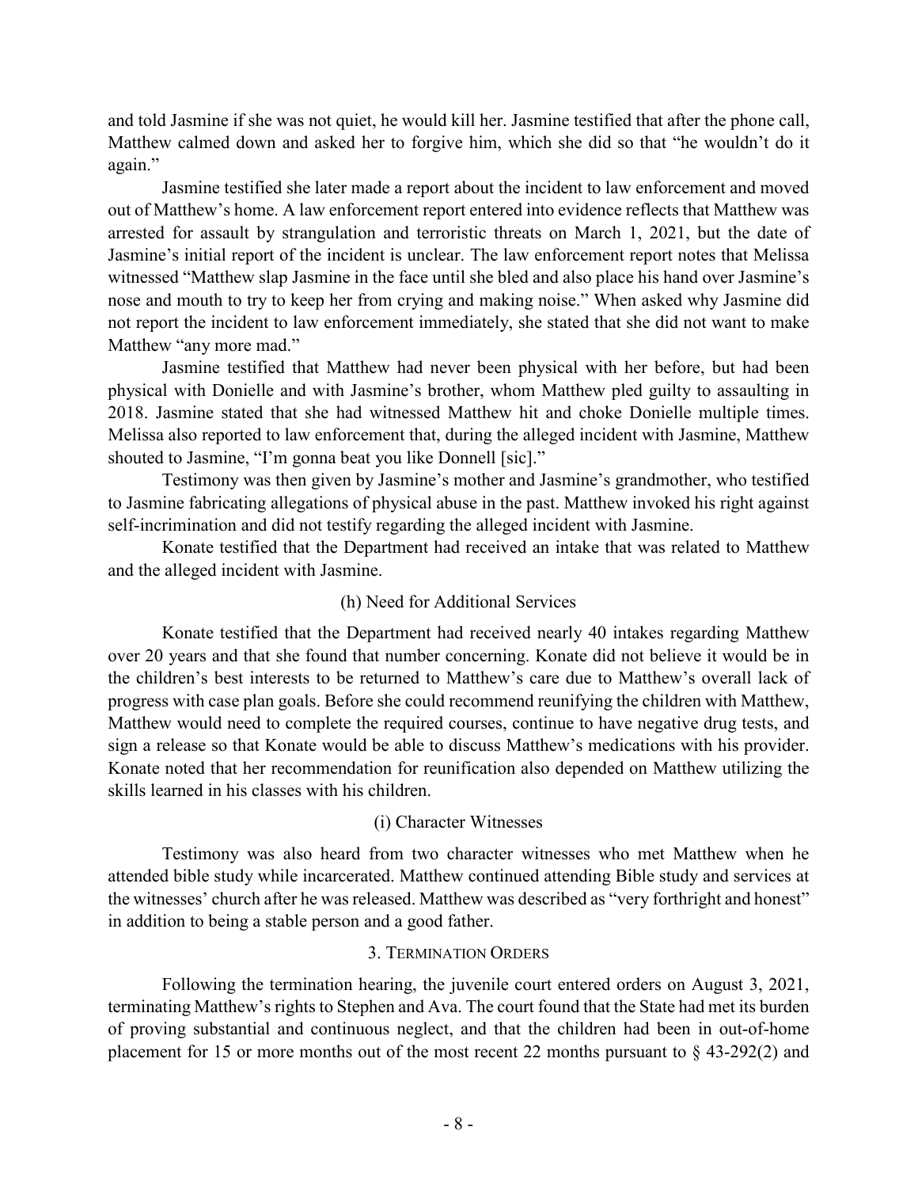and told Jasmine if she was not quiet, he would kill her. Jasmine testified that after the phone call, Matthew calmed down and asked her to forgive him, which she did so that "he wouldn't do it again."

Jasmine testified she later made a report about the incident to law enforcement and moved out of Matthew's home. A law enforcement report entered into evidence reflects that Matthew was arrested for assault by strangulation and terroristic threats on March 1, 2021, but the date of Jasmine's initial report of the incident is unclear. The law enforcement report notes that Melissa witnessed "Matthew slap Jasmine in the face until she bled and also place his hand over Jasmine's nose and mouth to try to keep her from crying and making noise." When asked why Jasmine did not report the incident to law enforcement immediately, she stated that she did not want to make Matthew "any more mad."

Jasmine testified that Matthew had never been physical with her before, but had been physical with Donielle and with Jasmine's brother, whom Matthew pled guilty to assaulting in 2018. Jasmine stated that she had witnessed Matthew hit and choke Donielle multiple times. Melissa also reported to law enforcement that, during the alleged incident with Jasmine, Matthew shouted to Jasmine, "I'm gonna beat you like Donnell [sic]."

Testimony was then given by Jasmine's mother and Jasmine's grandmother, who testified to Jasmine fabricating allegations of physical abuse in the past. Matthew invoked his right against self-incrimination and did not testify regarding the alleged incident with Jasmine.

Konate testified that the Department had received an intake that was related to Matthew and the alleged incident with Jasmine.

#### (h) Need for Additional Services

Konate testified that the Department had received nearly 40 intakes regarding Matthew over 20 years and that she found that number concerning. Konate did not believe it would be in the children's best interests to be returned to Matthew's care due to Matthew's overall lack of progress with case plan goals. Before she could recommend reunifying the children with Matthew, Matthew would need to complete the required courses, continue to have negative drug tests, and sign a release so that Konate would be able to discuss Matthew's medications with his provider. Konate noted that her recommendation for reunification also depended on Matthew utilizing the skills learned in his classes with his children.

#### (i) Character Witnesses

Testimony was also heard from two character witnesses who met Matthew when he attended bible study while incarcerated. Matthew continued attending Bible study and services at the witnesses' church after he was released. Matthew was described as "very forthright and honest" in addition to being a stable person and a good father.

### 3. Termination Orders

Following the termination hearing, the juvenile court entered orders on August 3, 2021, terminating Matthew's rights to Stephen and Ava. The court found that the State had met its burden of proving substantial and continuous neglect, and that the children had been in out-of-home placement for 15 or more months out of the most recent 22 months pursuant to § 43-292(2) and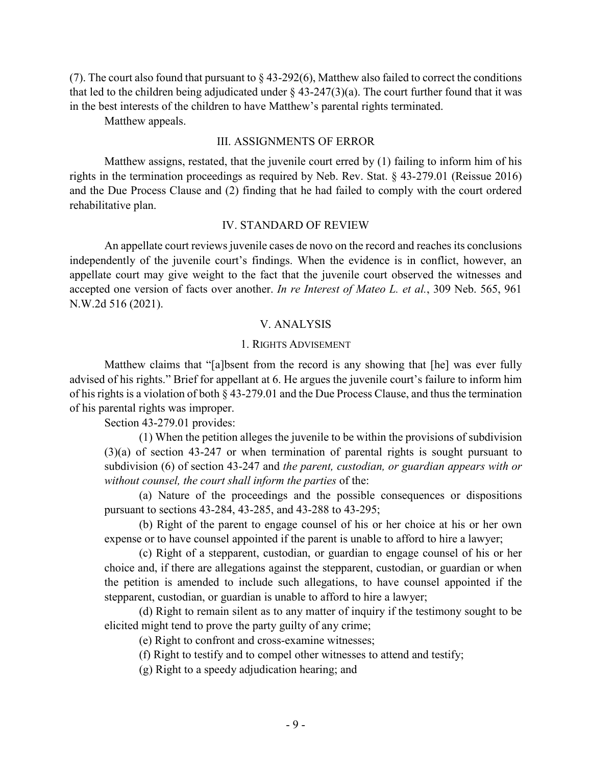(7). The court also found that pursuant to § 43-292(6), Matthew also failed to correct the conditions that led to the children being adjudicated under § 43-247(3)(a). The court further found that it was in the best interests of the children to have Matthew's parental rights terminated.

Matthew appeals.

## III. ASSIGNMENTS OF ERROR

Matthew assigns, restated, that the juvenile court erred by (1) failing to inform him of his rights in the termination proceedings as required by Neb. Rev. Stat. § 43-279.01 (Reissue 2016) and the Due Process Clause and (2) finding that he had failed to comply with the court ordered rehabilitative plan.

## IV. STANDARD OF REVIEW

An appellate court reviews juvenile cases de novo on the record and reaches its conclusions independently of the juvenile court's findings. When the evidence is in conflict, however, an appellate court may give weight to the fact that the juvenile court observed the witnesses and accepted one version of facts over another. *In re Interest of Mateo L. et al.*, 309 Neb. 565, 961 N.W.2d 516 (2021).

## V. ANALYSIS

### 1. Rights Advisement

Matthew claims that "[a]bsent from the record is any showing that [he] was ever fully advised of his rights." Brief for appellant at 6. He argues the juvenile court's failure to inform him of his rights is a violation of both § 43-279.01 and the Due Process Clause, and thus the termination of his parental rights was improper.

Section 43-279.01 provides:

> (1) When the petition alleges the juvenile to be within the provisions of subdivision (3)(a) of section 43-247 or when termination of parental rights is sought pursuant to subdivision (6) of section 43-247 and *the parent, custodian, or guardian appears with or without counsel, the court shall inform the parties* of the:
>
> (a) Nature of the proceedings and the possible consequences or dispositions pursuant to sections 43-284, 43-285, and 43-288 to 43-295;
>
> (b) Right of the parent to engage counsel of his or her choice at his or her own expense or to have counsel appointed if the parent is unable to afford to hire a lawyer;
>
> (c) Right of a stepparent, custodian, or guardian to engage counsel of his or her choice and, if there are allegations against the stepparent, custodian, or guardian or when the petition is amended to include such allegations, to have counsel appointed if the stepparent, custodian, or guardian is unable to afford to hire a lawyer;
>
> (d) Right to remain silent as to any matter of inquiry if the testimony sought to be elicited might tend to prove the party guilty of any crime;
>
> (e) Right to confront and cross-examine witnesses;
>
> (f) Right to testify and to compel other witnesses to attend and testify;
>
> (g) Right to a speedy adjudication hearing; and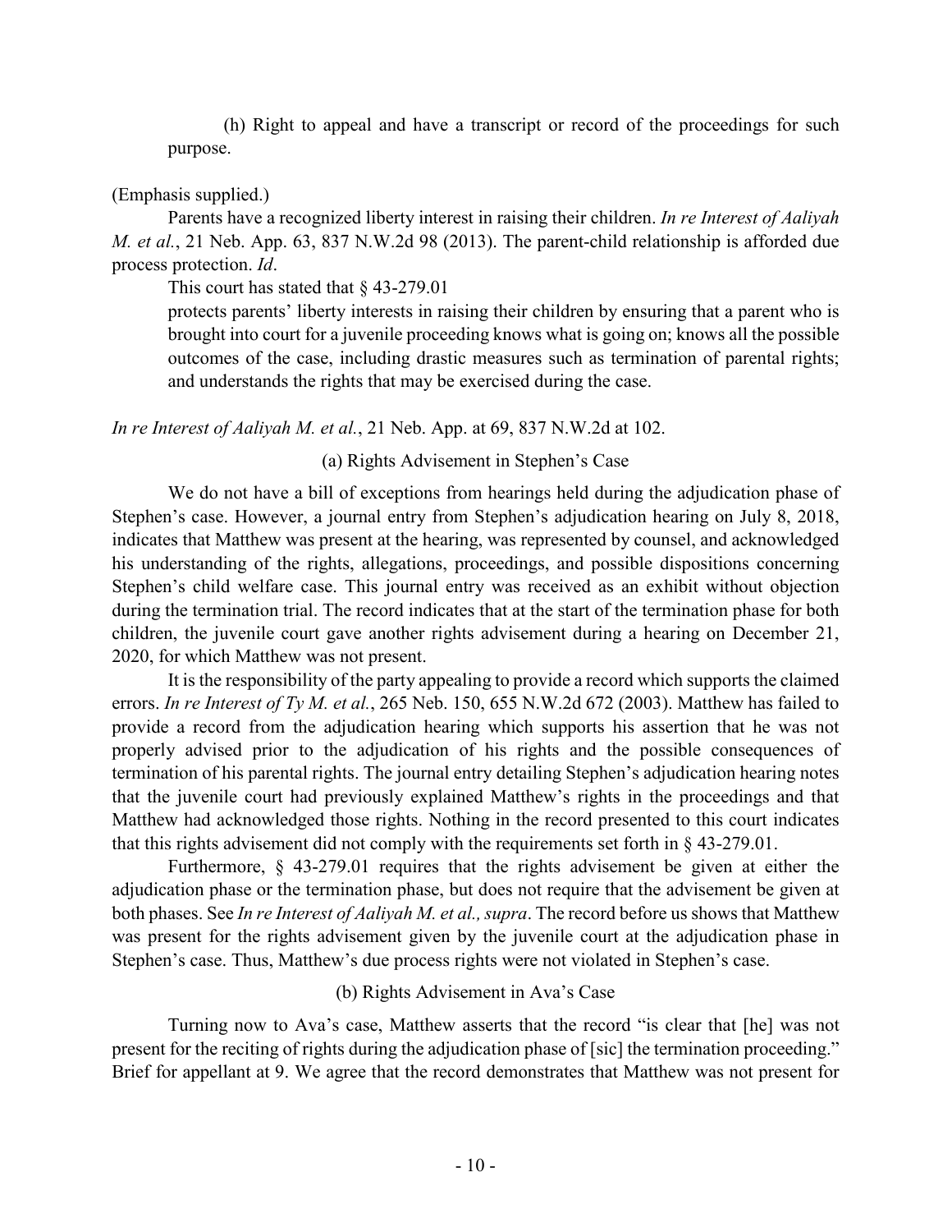(h) Right to appeal and have a transcript or record of the proceedings for such purpose.

(Emphasis supplied.)

Parents have a recognized liberty interest in raising their children. *In re Interest of Aaliyah M. et al.*, 21 Neb. App. 63, 837 N.W.2d 98 (2013). The parent-child relationship is afforded due process protection. *Id*.

This court has stated that § 43-279.01

> protects parents' liberty interests in raising their children by ensuring that a parent who is brought into court for a juvenile proceeding knows what is going on; knows all the possible outcomes of the case, including drastic measures such as termination of parental rights; and understands the rights that may be exercised during the case.

*In re Interest of Aaliyah M. et al.*, 21 Neb. App. at 69, 837 N.W.2d at 102.

### (a) Rights Advisement in Stephen's Case

We do not have a bill of exceptions from hearings held during the adjudication phase of Stephen's case. However, a journal entry from Stephen's adjudication hearing on July 8, 2018, indicates that Matthew was present at the hearing, was represented by counsel, and acknowledged his understanding of the rights, allegations, proceedings, and possible dispositions concerning Stephen's child welfare case. This journal entry was received as an exhibit without objection during the termination trial. The record indicates that at the start of the termination phase for both children, the juvenile court gave another rights advisement during a hearing on December 21, 2020, for which Matthew was not present.

It is the responsibility of the party appealing to provide a record which supports the claimed errors. *In re Interest of Ty M. et al.*, 265 Neb. 150, 655 N.W.2d 672 (2003). Matthew has failed to provide a record from the adjudication hearing which supports his assertion that he was not properly advised prior to the adjudication of his rights and the possible consequences of termination of his parental rights. The journal entry detailing Stephen's adjudication hearing notes that the juvenile court had previously explained Matthew's rights in the proceedings and that Matthew had acknowledged those rights. Nothing in the record presented to this court indicates that this rights advisement did not comply with the requirements set forth in § 43-279.01.

Furthermore, § 43-279.01 requires that the rights advisement be given at either the adjudication phase or the termination phase, but does not require that the advisement be given at both phases. See *In re Interest of Aaliyah M. et al., supra*. The record before us shows that Matthew was present for the rights advisement given by the juvenile court at the adjudication phase in Stephen's case. Thus, Matthew's due process rights were not violated in Stephen's case.

### (b) Rights Advisement in Ava's Case

Turning now to Ava's case, Matthew asserts that the record "is clear that [he] was not present for the reciting of rights during the adjudication phase of [sic] the termination proceeding." Brief for appellant at 9. We agree that the record demonstrates that Matthew was not present for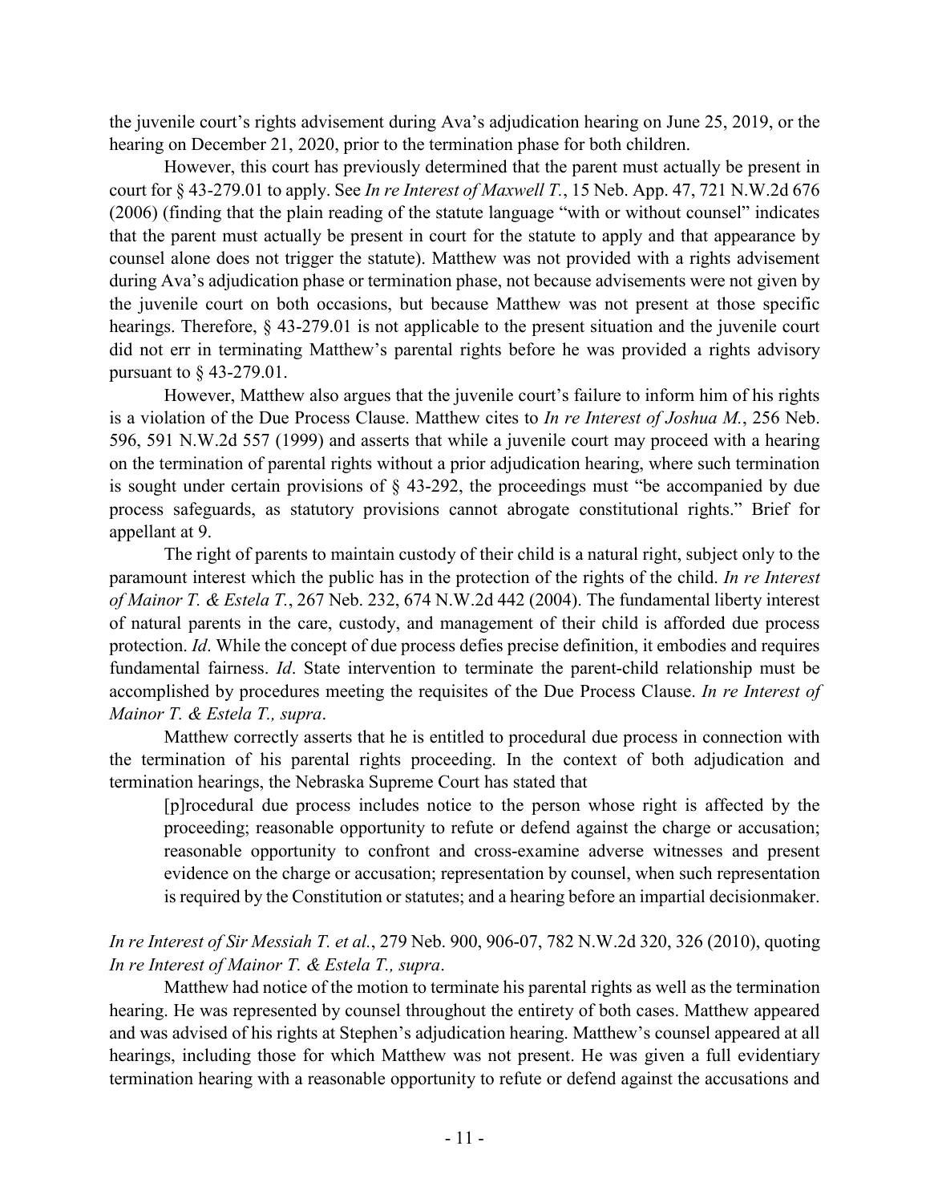the juvenile court's rights advisement during Ava's adjudication hearing on June 25, 2019, or the hearing on December 21, 2020, prior to the termination phase for both children.

However, this court has previously determined that the parent must actually be present in court for § 43-279.01 to apply. See *In re Interest of Maxwell T.*, 15 Neb. App. 47, 721 N.W.2d 676 (2006) (finding that the plain reading of the statute language "with or without counsel" indicates that the parent must actually be present in court for the statute to apply and that appearance by counsel alone does not trigger the statute). Matthew was not provided with a rights advisement during Ava's adjudication phase or termination phase, not because advisements were not given by the juvenile court on both occasions, but because Matthew was not present at those specific hearings. Therefore, § 43-279.01 is not applicable to the present situation and the juvenile court did not err in terminating Matthew's parental rights before he was provided a rights advisory pursuant to § 43-279.01.

However, Matthew also argues that the juvenile court's failure to inform him of his rights is a violation of the Due Process Clause. Matthew cites to *In re Interest of Joshua M.*, 256 Neb. 596, 591 N.W.2d 557 (1999) and asserts that while a juvenile court may proceed with a hearing on the termination of parental rights without a prior adjudication hearing, where such termination is sought under certain provisions of § 43-292, the proceedings must "be accompanied by due process safeguards, as statutory provisions cannot abrogate constitutional rights." Brief for appellant at 9.

The right of parents to maintain custody of their child is a natural right, subject only to the paramount interest which the public has in the protection of the rights of the child. *In re Interest of Mainor T. & Estela T.*, 267 Neb. 232, 674 N.W.2d 442 (2004). The fundamental liberty interest of natural parents in the care, custody, and management of their child is afforded due process protection. *Id*. While the concept of due process defies precise definition, it embodies and requires fundamental fairness. *Id*. State intervention to terminate the parent-child relationship must be accomplished by procedures meeting the requisites of the Due Process Clause. *In re Interest of Mainor T. & Estela T., supra*.

Matthew correctly asserts that he is entitled to procedural due process in connection with the termination of his parental rights proceeding. In the context of both adjudication and termination hearings, the Nebraska Supreme Court has stated that

> [p]rocedural due process includes notice to the person whose right is affected by the proceeding; reasonable opportunity to refute or defend against the charge or accusation; reasonable opportunity to confront and cross-examine adverse witnesses and present evidence on the charge or accusation; representation by counsel, when such representation is required by the Constitution or statutes; and a hearing before an impartial decisionmaker.

*In re Interest of Sir Messiah T. et al.*, 279 Neb. 900, 906-07, 782 N.W.2d 320, 326 (2010), quoting *In re Interest of Mainor T. & Estela T., supra*.

Matthew had notice of the motion to terminate his parental rights as well as the termination hearing. He was represented by counsel throughout the entirety of both cases. Matthew appeared and was advised of his rights at Stephen's adjudication hearing. Matthew's counsel appeared at all hearings, including those for which Matthew was not present. He was given a full evidentiary termination hearing with a reasonable opportunity to refute or defend against the accusations and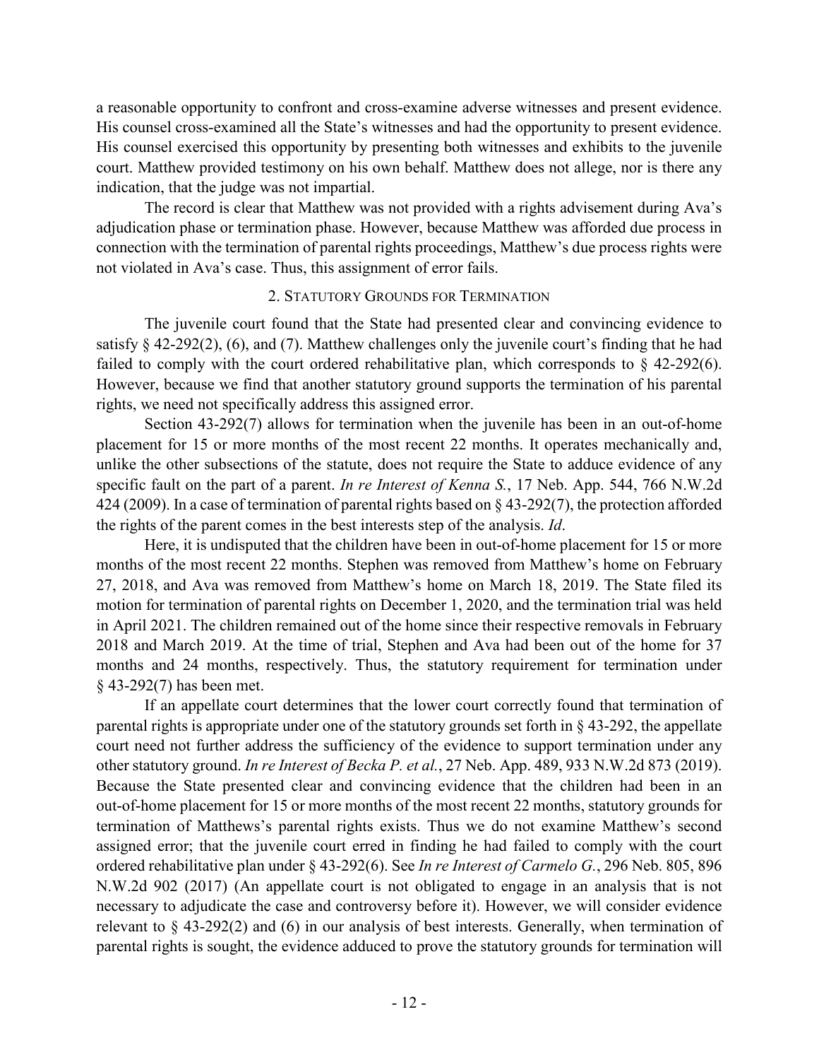a reasonable opportunity to confront and cross-examine adverse witnesses and present evidence. His counsel cross-examined all the State's witnesses and had the opportunity to present evidence. His counsel exercised this opportunity by presenting both witnesses and exhibits to the juvenile court. Matthew provided testimony on his own behalf. Matthew does not allege, nor is there any indication, that the judge was not impartial.

The record is clear that Matthew was not provided with a rights advisement during Ava's adjudication phase or termination phase. However, because Matthew was afforded due process in connection with the termination of parental rights proceedings, Matthew's due process rights were not violated in Ava's case. Thus, this assignment of error fails.

### 2. Statutory Grounds for Termination

The juvenile court found that the State had presented clear and convincing evidence to satisfy § 42-292(2), (6), and (7). Matthew challenges only the juvenile court's finding that he had failed to comply with the court ordered rehabilitative plan, which corresponds to § 42-292(6). However, because we find that another statutory ground supports the termination of his parental rights, we need not specifically address this assigned error.

Section 43-292(7) allows for termination when the juvenile has been in an out-of-home placement for 15 or more months of the most recent 22 months. It operates mechanically and, unlike the other subsections of the statute, does not require the State to adduce evidence of any specific fault on the part of a parent. *In re Interest of Kenna S.*, 17 Neb. App. 544, 766 N.W.2d 424 (2009). In a case of termination of parental rights based on § 43-292(7), the protection afforded the rights of the parent comes in the best interests step of the analysis. *Id*.

Here, it is undisputed that the children have been in out-of-home placement for 15 or more months of the most recent 22 months. Stephen was removed from Matthew's home on February 27, 2018, and Ava was removed from Matthew's home on March 18, 2019. The State filed its motion for termination of parental rights on December 1, 2020, and the termination trial was held in April 2021. The children remained out of the home since their respective removals in February 2018 and March 2019. At the time of trial, Stephen and Ava had been out of the home for 37 months and 24 months, respectively. Thus, the statutory requirement for termination under § 43-292(7) has been met.

If an appellate court determines that the lower court correctly found that termination of parental rights is appropriate under one of the statutory grounds set forth in § 43-292, the appellate court need not further address the sufficiency of the evidence to support termination under any other statutory ground. *In re Interest of Becka P. et al.*, 27 Neb. App. 489, 933 N.W.2d 873 (2019). Because the State presented clear and convincing evidence that the children had been in an out-of-home placement for 15 or more months of the most recent 22 months, statutory grounds for termination of Matthews's parental rights exists. Thus we do not examine Matthew's second assigned error; that the juvenile court erred in finding he had failed to comply with the court ordered rehabilitative plan under § 43-292(6). See *In re Interest of Carmelo G.*, 296 Neb. 805, 896 N.W.2d 902 (2017) (An appellate court is not obligated to engage in an analysis that is not necessary to adjudicate the case and controversy before it). However, we will consider evidence relevant to § 43-292(2) and (6) in our analysis of best interests. Generally, when termination of parental rights is sought, the evidence adduced to prove the statutory grounds for termination will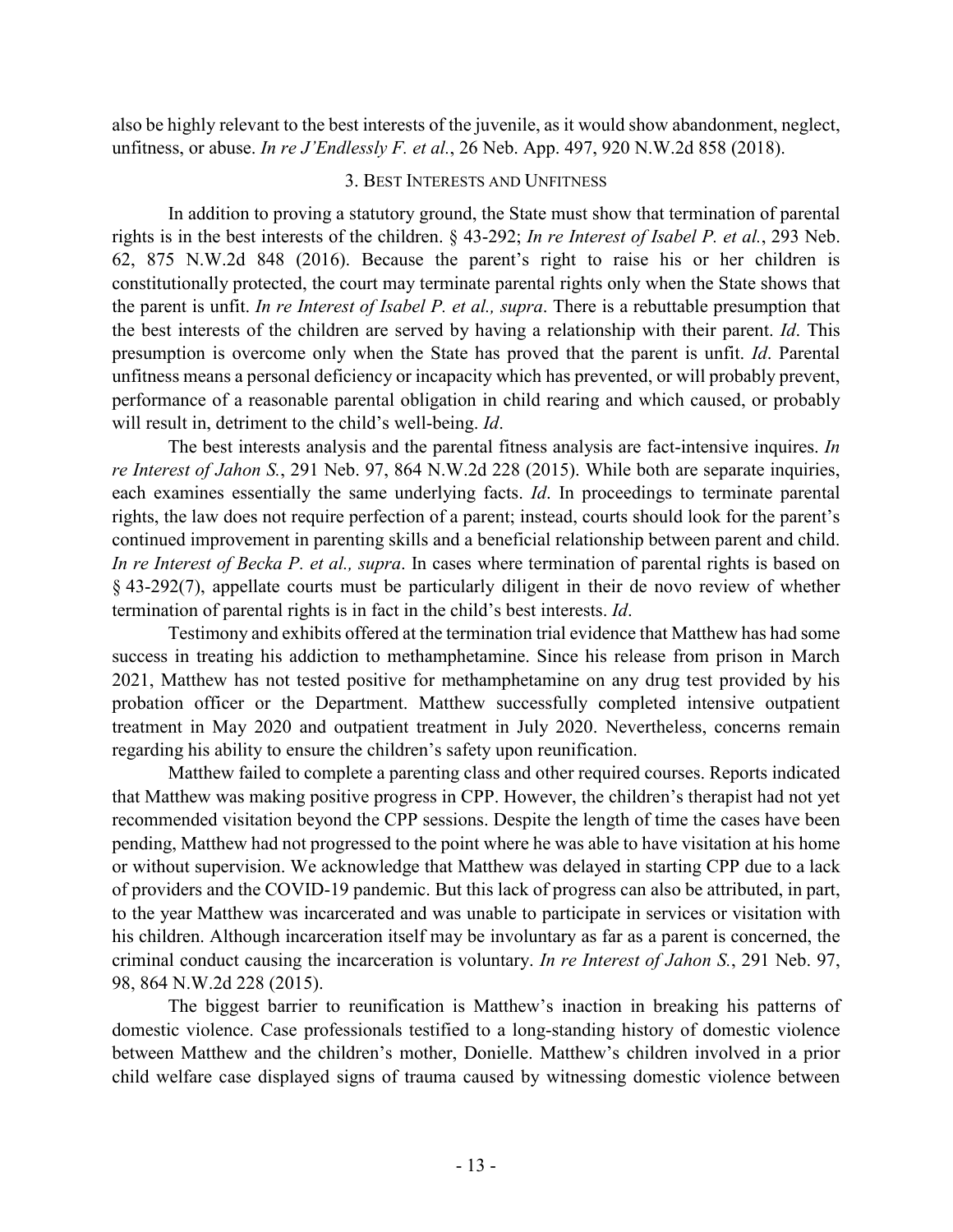also be highly relevant to the best interests of the juvenile, as it would show abandonment, neglect, unfitness, or abuse. *In re J'Endlessly F. et al.*, 26 Neb. App. 497, 920 N.W.2d 858 (2018).

### 3. Best Interests and Unfitness

In addition to proving a statutory ground, the State must show that termination of parental rights is in the best interests of the children. § 43-292; *In re Interest of Isabel P. et al.*, 293 Neb. 62, 875 N.W.2d 848 (2016). Because the parent's right to raise his or her children is constitutionally protected, the court may terminate parental rights only when the State shows that the parent is unfit. *In re Interest of Isabel P. et al., supra*. There is a rebuttable presumption that the best interests of the children are served by having a relationship with their parent. *Id*. This presumption is overcome only when the State has proved that the parent is unfit. *Id*. Parental unfitness means a personal deficiency or incapacity which has prevented, or will probably prevent, performance of a reasonable parental obligation in child rearing and which caused, or probably will result in, detriment to the child's well-being. *Id*.

The best interests analysis and the parental fitness analysis are fact-intensive inquires. *In re Interest of Jahon S.*, 291 Neb. 97, 864 N.W.2d 228 (2015). While both are separate inquiries, each examines essentially the same underlying facts. *Id*. In proceedings to terminate parental rights, the law does not require perfection of a parent; instead, courts should look for the parent's continued improvement in parenting skills and a beneficial relationship between parent and child. *In re Interest of Becka P. et al., supra*. In cases where termination of parental rights is based on § 43-292(7), appellate courts must be particularly diligent in their de novo review of whether termination of parental rights is in fact in the child's best interests. *Id*.

Testimony and exhibits offered at the termination trial evidence that Matthew has had some success in treating his addiction to methamphetamine. Since his release from prison in March 2021, Matthew has not tested positive for methamphetamine on any drug test provided by his probation officer or the Department. Matthew successfully completed intensive outpatient treatment in May 2020 and outpatient treatment in July 2020. Nevertheless, concerns remain regarding his ability to ensure the children's safety upon reunification.

Matthew failed to complete a parenting class and other required courses. Reports indicated that Matthew was making positive progress in CPP. However, the children's therapist had not yet recommended visitation beyond the CPP sessions. Despite the length of time the cases have been pending, Matthew had not progressed to the point where he was able to have visitation at his home or without supervision. We acknowledge that Matthew was delayed in starting CPP due to a lack of providers and the COVID-19 pandemic. But this lack of progress can also be attributed, in part, to the year Matthew was incarcerated and was unable to participate in services or visitation with his children. Although incarceration itself may be involuntary as far as a parent is concerned, the criminal conduct causing the incarceration is voluntary. *In re Interest of Jahon S.*, 291 Neb. 97, 98, 864 N.W.2d 228 (2015).

The biggest barrier to reunification is Matthew's inaction in breaking his patterns of domestic violence. Case professionals testified to a long-standing history of domestic violence between Matthew and the children's mother, Donielle. Matthew's children involved in a prior child welfare case displayed signs of trauma caused by witnessing domestic violence between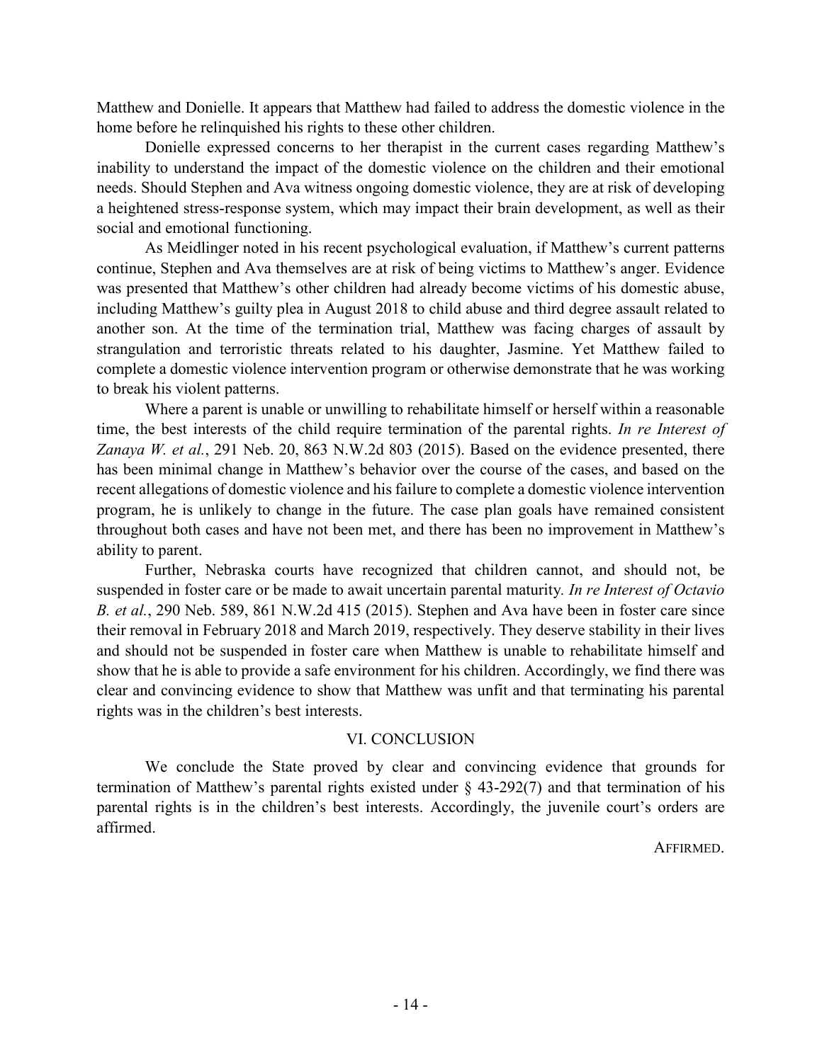Matthew and Donielle. It appears that Matthew had failed to address the domestic violence in the home before he relinquished his rights to these other children.

Donielle expressed concerns to her therapist in the current cases regarding Matthew's inability to understand the impact of the domestic violence on the children and their emotional needs. Should Stephen and Ava witness ongoing domestic violence, they are at risk of developing a heightened stress-response system, which may impact their brain development, as well as their social and emotional functioning.

As Meidlinger noted in his recent psychological evaluation, if Matthew's current patterns continue, Stephen and Ava themselves are at risk of being victims to Matthew's anger. Evidence was presented that Matthew's other children had already become victims of his domestic abuse, including Matthew's guilty plea in August 2018 to child abuse and third degree assault related to another son. At the time of the termination trial, Matthew was facing charges of assault by strangulation and terroristic threats related to his daughter, Jasmine. Yet Matthew failed to complete a domestic violence intervention program or otherwise demonstrate that he was working to break his violent patterns.

Where a parent is unable or unwilling to rehabilitate himself or herself within a reasonable time, the best interests of the child require termination of the parental rights. *In re Interest of Zanaya W. et al.*, 291 Neb. 20, 863 N.W.2d 803 (2015). Based on the evidence presented, there has been minimal change in Matthew's behavior over the course of the cases, and based on the recent allegations of domestic violence and his failure to complete a domestic violence intervention program, he is unlikely to change in the future. The case plan goals have remained consistent throughout both cases and have not been met, and there has been no improvement in Matthew's ability to parent.

Further, Nebraska courts have recognized that children cannot, and should not, be suspended in foster care or be made to await uncertain parental maturity. *In re Interest of Octavio B. et al.*, 290 Neb. 589, 861 N.W.2d 415 (2015). Stephen and Ava have been in foster care since their removal in February 2018 and March 2019, respectively. They deserve stability in their lives and should not be suspended in foster care when Matthew is unable to rehabilitate himself and show that he is able to provide a safe environment for his children. Accordingly, we find there was clear and convincing evidence to show that Matthew was unfit and that terminating his parental rights was in the children's best interests.

## VI. CONCLUSION

We conclude the State proved by clear and convincing evidence that grounds for termination of Matthew's parental rights existed under § 43-292(7) and that termination of his parental rights is in the children's best interests. Accordingly, the juvenile court's orders are affirmed.

AFFIRMED.